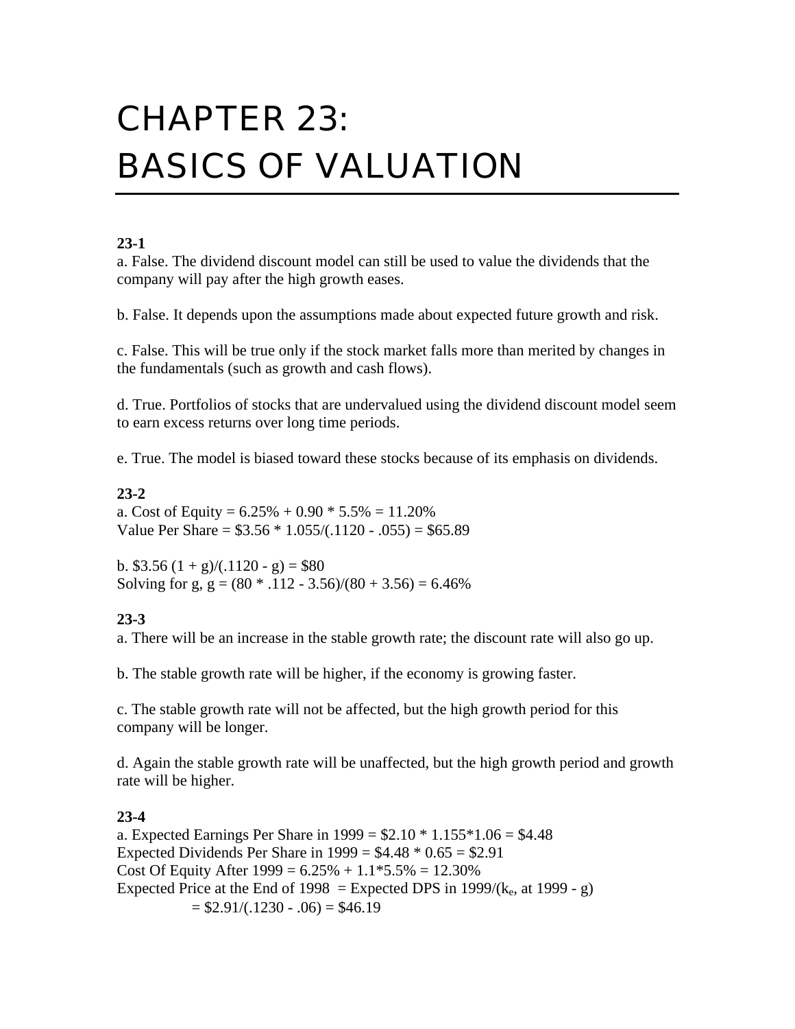# CHAPTER 23: BASICS OF VALUATION

**23-1**

a. False. The dividend discount model can still be used to value the dividends that the company will pay after the high growth eases.

b. False. It depends upon the assumptions made about expected future growth and risk.

c. False. This will be true only if the stock market falls more than merited by changes in the fundamentals (such as growth and cash flows).

d. True. Portfolios of stocks that are undervalued using the dividend discount model seem to earn excess returns over long time periods.

e. True. The model is biased toward these stocks because of its emphasis on dividends.

**23-2**

a. Cost of Equity = 6.25% + 0.90 * 5.5% = 11.20%
Value Per Share = $3.56 * 1.055/(.1120 - .055) = $65.89

b. $3.56 (1 + g)/(.1120 - g) = $80
Solving for g, g = (80 * .112 - 3.56)/(80 + 3.56) = 6.46%

**23-3**

a. There will be an increase in the stable growth rate; the discount rate will also go up.

b. The stable growth rate will be higher, if the economy is growing faster.

c. The stable growth rate will not be affected, but the high growth period for this company will be longer.

d. Again the stable growth rate will be unaffected, but the high growth period and growth rate will be higher.

**23-4**

a. Expected Earnings Per Share in 1999 = $2.10 * 1.155*1.06 = $4.48
Expected Dividends Per Share in 1999 = $4.48 * 0.65 = $2.91
Cost Of Equity After 1999 = 6.25% + 1.1*5.5% = 12.30%
Expected Price at the End of 1998 = Expected DPS in 1999/($k_e$, at 1999 - g)
= $2.91/(.1230 - .06) = $46.19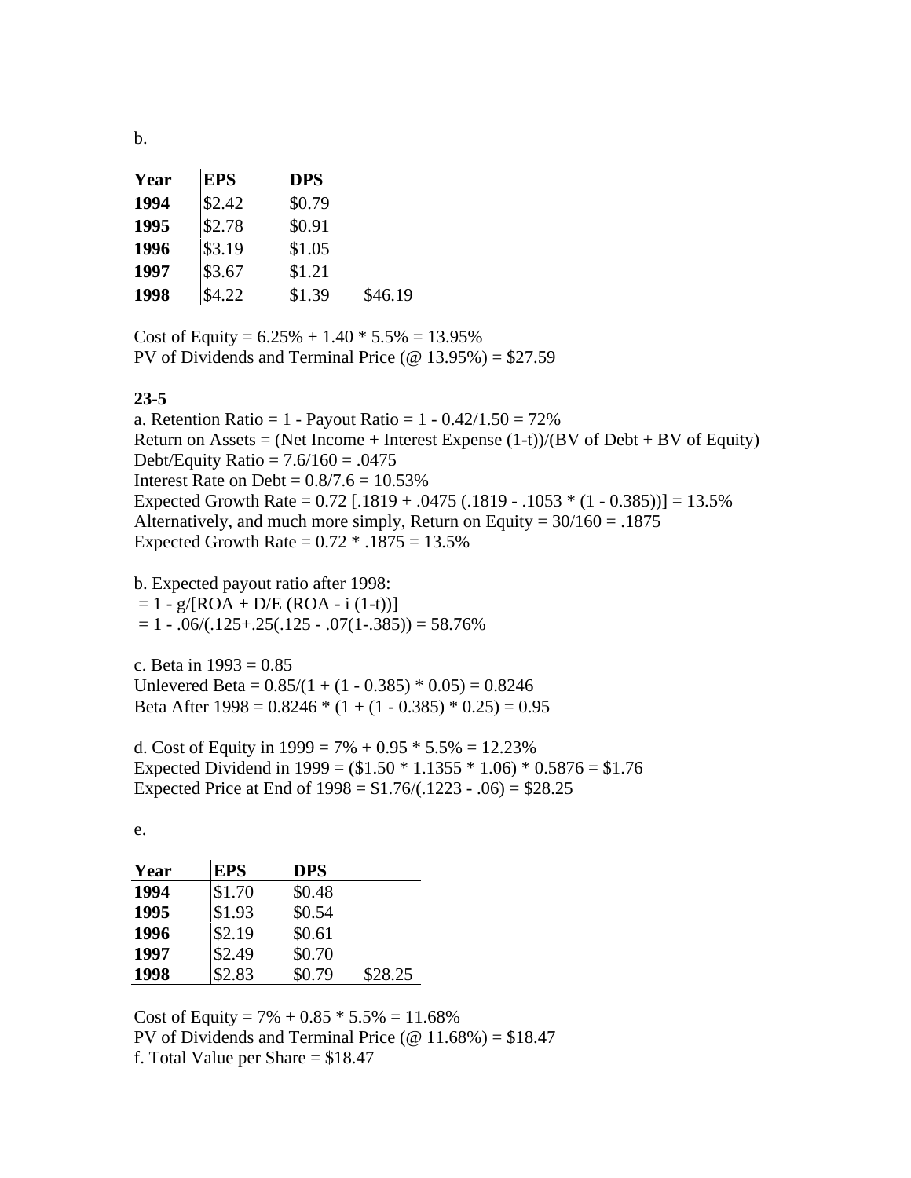b.

| Year | EPS | DPS | |
|---|---|---|---|
| **1994** | \$2.42 | \$0.79 | |
| **1995** | \$2.78 | \$0.91 | |
| **1996** | \$3.19 | \$1.05 | |
| **1997** | \$3.67 | \$1.21 | |
| **1998** | \$4.22 | \$1.39 | \$46.19 |

Cost of Equity = 6.25% + 1.40 * 5.5% = 13.95%
PV of Dividends and Terminal Price (@ 13.95%) = \$27.59

**23-5**

a. Retention Ratio = 1 - Payout Ratio = 1 - 0.42/1.50 = 72%
Return on Assets = (Net Income + Interest Expense (1-t))/(BV of Debt + BV of Equity)
Debt/Equity Ratio = 7.6/160 = .0475
Interest Rate on Debt = 0.8/7.6 = 10.53%
Expected Growth Rate = 0.72 [.1819 + .0475 (.1819 - .1053 * (1 - 0.385))] = 13.5%
Alternatively, and much more simply, Return on Equity = 30/160 = .1875
Expected Growth Rate = 0.72 * .1875 = 13.5%

b. Expected payout ratio after 1998:
= 1 - g/[ROA + D/E (ROA - i (1-t))]
= 1 - .06/(.125+.25(.125 - .07(1-.385)) = 58.76%

c. Beta in 1993 = 0.85
Unlevered Beta = 0.85/(1 + (1 - 0.385) * 0.05) = 0.8246
Beta After 1998 = 0.8246 * (1 + (1 - 0.385) * 0.25) = 0.95

d. Cost of Equity in 1999 = 7% + 0.95 * 5.5% = 12.23%
Expected Dividend in 1999 = (\$1.50 * 1.1355 * 1.06) * 0.5876 = \$1.76
Expected Price at End of 1998 = \$1.76/(.1223 - .06) = \$28.25

e.

| Year | EPS | DPS | |
|---|---|---|---|
| **1994** | \$1.70 | \$0.48 | |
| **1995** | \$1.93 | \$0.54 | |
| **1996** | \$2.19 | \$0.61 | |
| **1997** | \$2.49 | \$0.70 | |
| **1998** | \$2.83 | \$0.79 | \$28.25 |

Cost of Equity = 7% + 0.85 * 5.5% = 11.68%
PV of Dividends and Terminal Price (@ 11.68%) = \$18.47
f. Total Value per Share = \$18.47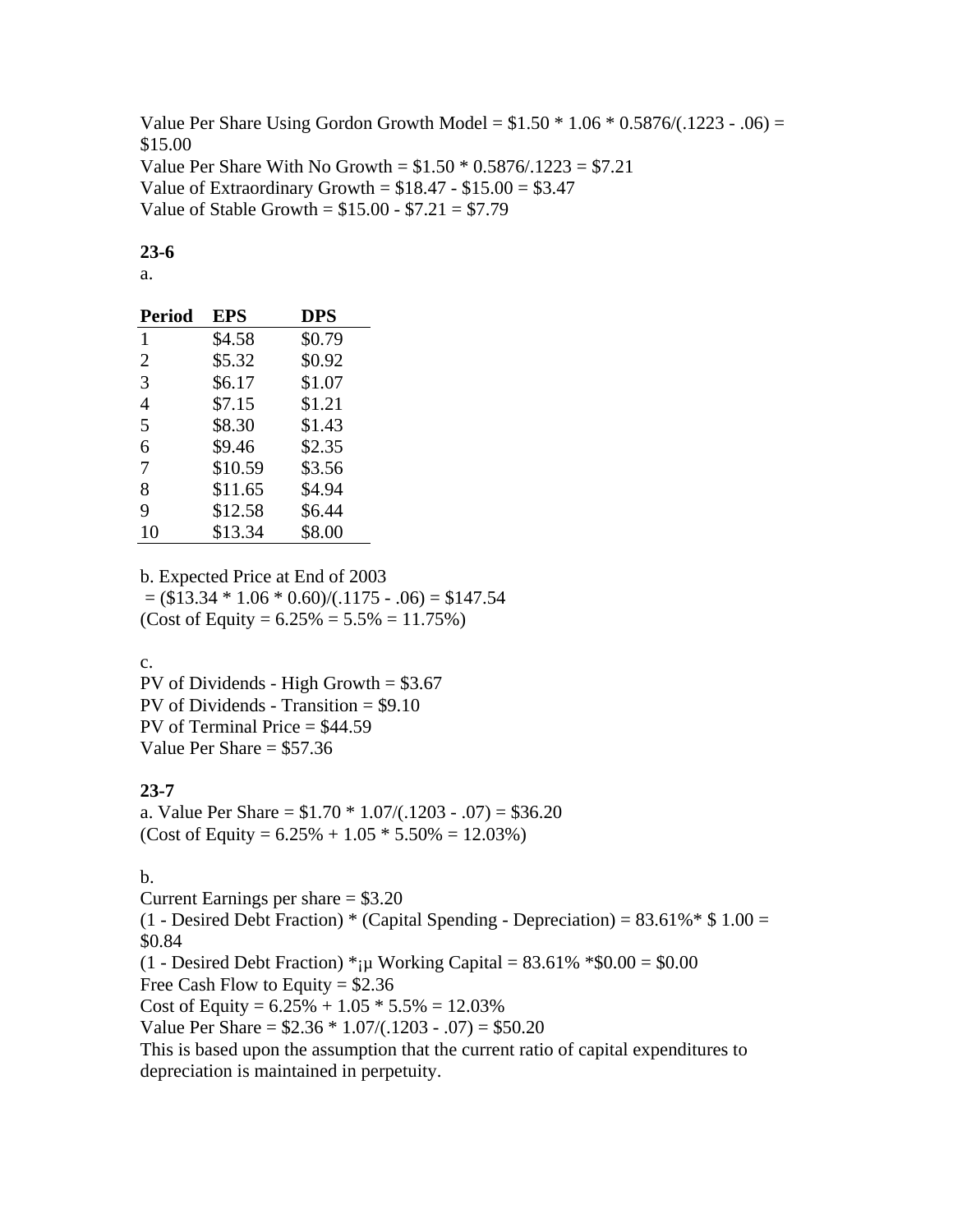Value Per Share Using Gordon Growth Model = $1.50 * 1.06 * 0.5876/(.1223 - .06) = $15.00
Value Per Share With No Growth = $1.50 * 0.5876/.1223 = $7.21
Value of Extraordinary Growth = $18.47 - $15.00 = $3.47
Value of Stable Growth = $15.00 - $7.21 = $7.79

**23-6**

a.

| Period | EPS | DPS |
|---|---|---|
| 1 | $4.58 | $0.79 |
| 2 | $5.32 | $0.92 |
| 3 | $6.17 | $1.07 |
| 4 | $7.15 | $1.21 |
| 5 | $8.30 | $1.43 |
| 6 | $9.46 | $2.35 |
| 7 | $10.59 | $3.56 |
| 8 | $11.65 | $4.94 |
| 9 | $12.58 | $6.44 |
| 10 | $13.34 | $8.00 |

b. Expected Price at End of 2003
= ($13.34 * 1.06 * 0.60)/(.1175 - .06) = $147.54
(Cost of Equity = 6.25% = 5.5% = 11.75%)

c.
PV of Dividends - High Growth = $3.67
PV of Dividends - Transition = $9.10
PV of Terminal Price = $44.59
Value Per Share = $57.36

**23-7**

a. Value Per Share = $1.70 * 1.07/(.1203 - .07) = $36.20
(Cost of Equity = 6.25% + 1.05 * 5.50% = 12.03%)

b.
Current Earnings per share = $3.20
(1 - Desired Debt Fraction) * (Capital Spending - Depreciation) = 83.61%* $ 1.00 = $0.84
(1 - Desired Debt Fraction) *¡µ Working Capital = 83.61% *$0.00 = $0.00
Free Cash Flow to Equity = $2.36
Cost of Equity = 6.25% + 1.05 * 5.5% = 12.03%
Value Per Share = $2.36 * 1.07/(.1203 - .07) = $50.20
This is based upon the assumption that the current ratio of capital expenditures to depreciation is maintained in perpetuity.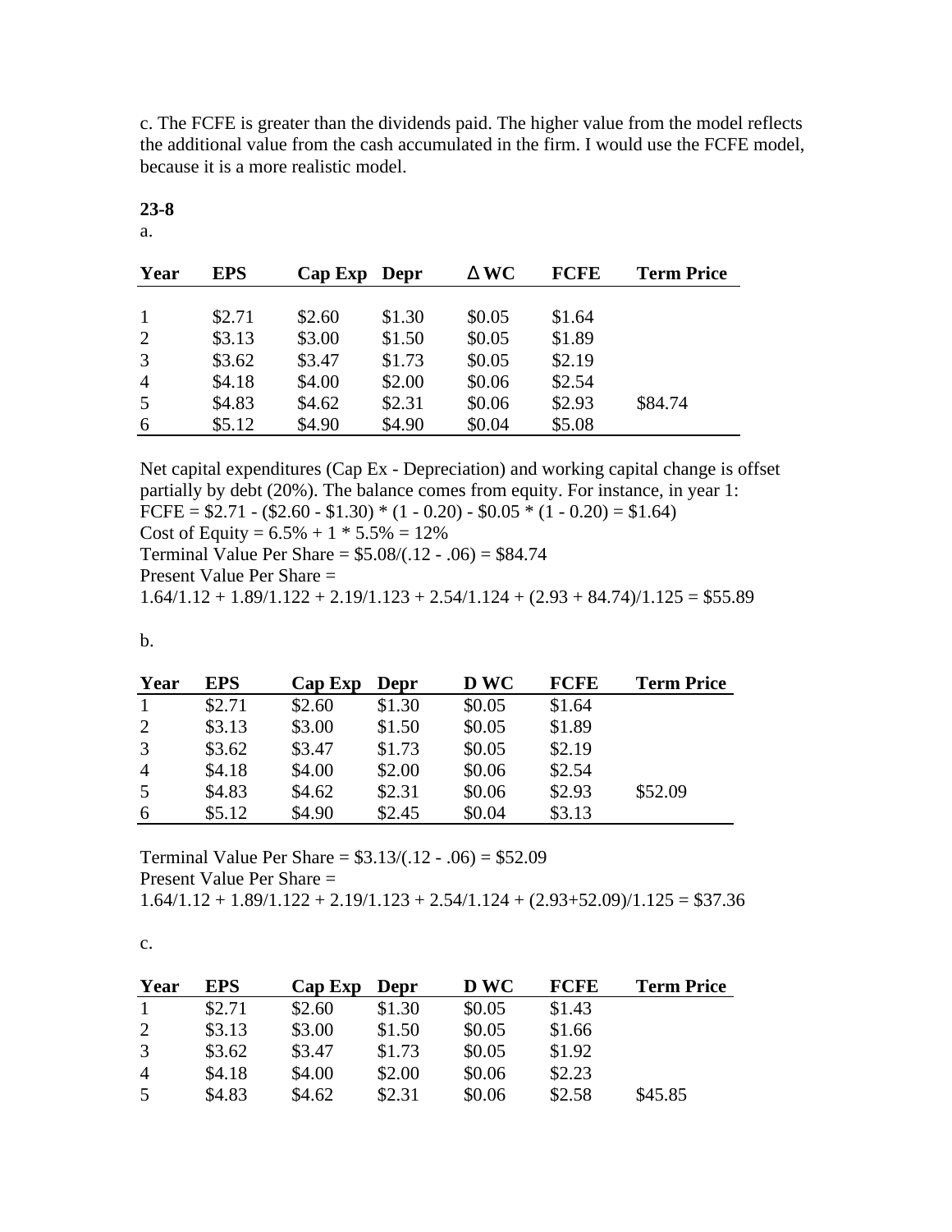c. The FCFE is greater than the dividends paid. The higher value from the model reflects the additional value from the cash accumulated in the firm. I would use the FCFE model, because it is a more realistic model.

**23-8**

a.

| Year | EPS | Cap Exp | Depr | Δ WC | FCFE | Term Price |
|---|---|---|---|---|---|---|
| 1 | \$2.71 | \$2.60 | \$1.30 | \$0.05 | \$1.64 | |
| 2 | \$3.13 | \$3.00 | \$1.50 | \$0.05 | \$1.89 | |
| 3 | \$3.62 | \$3.47 | \$1.73 | \$0.05 | \$2.19 | |
| 4 | \$4.18 | \$4.00 | \$2.00 | \$0.06 | \$2.54 | |
| 5 | \$4.83 | \$4.62 | \$2.31 | \$0.06 | \$2.93 | \$84.74 |
| 6 | \$5.12 | \$4.90 | \$4.90 | \$0.04 | \$5.08 | |

Net capital expenditures (Cap Ex - Depreciation) and working capital change is offset partially by debt (20%). The balance comes from equity. For instance, in year 1:
FCFE = \$2.71 - (\$2.60 - \$1.30) * (1 - 0.20) - \$0.05 * (1 - 0.20) = \$1.64)
Cost of Equity = 6.5% + 1 * 5.5% = 12%
Terminal Value Per Share = \$5.08/(.12 - .06) = \$84.74
Present Value Per Share =
1.64/1.12 + 1.89/1.122 + 2.19/1.123 + 2.54/1.124 + (2.93 + 84.74)/1.125 = \$55.89

b.

| Year | EPS | Cap Exp | Depr | D WC | FCFE | Term Price |
|---|---|---|---|---|---|---|
| 1 | \$2.71 | \$2.60 | \$1.30 | \$0.05 | \$1.64 | |
| 2 | \$3.13 | \$3.00 | \$1.50 | \$0.05 | \$1.89 | |
| 3 | \$3.62 | \$3.47 | \$1.73 | \$0.05 | \$2.19 | |
| 4 | \$4.18 | \$4.00 | \$2.00 | \$0.06 | \$2.54 | |
| 5 | \$4.83 | \$4.62 | \$2.31 | \$0.06 | \$2.93 | \$52.09 |
| 6 | \$5.12 | \$4.90 | \$2.45 | \$0.04 | \$3.13 | |

Terminal Value Per Share = \$3.13/(.12 - .06) = \$52.09
Present Value Per Share =
1.64/1.12 + 1.89/1.122 + 2.19/1.123 + 2.54/1.124 + (2.93+52.09)/1.125 = \$37.36

c.

| Year | EPS | Cap Exp | Depr | D WC | FCFE | Term Price |
|---|---|---|---|---|---|---|
| 1 | \$2.71 | \$2.60 | \$1.30 | \$0.05 | \$1.43 | |
| 2 | \$3.13 | \$3.00 | \$1.50 | \$0.05 | \$1.66 | |
| 3 | \$3.62 | \$3.47 | \$1.73 | \$0.05 | \$1.92 | |
| 4 | \$4.18 | \$4.00 | \$2.00 | \$0.06 | \$2.23 | |
| 5 | \$4.83 | \$4.62 | \$2.31 | \$0.06 | \$2.58 | \$45.85 |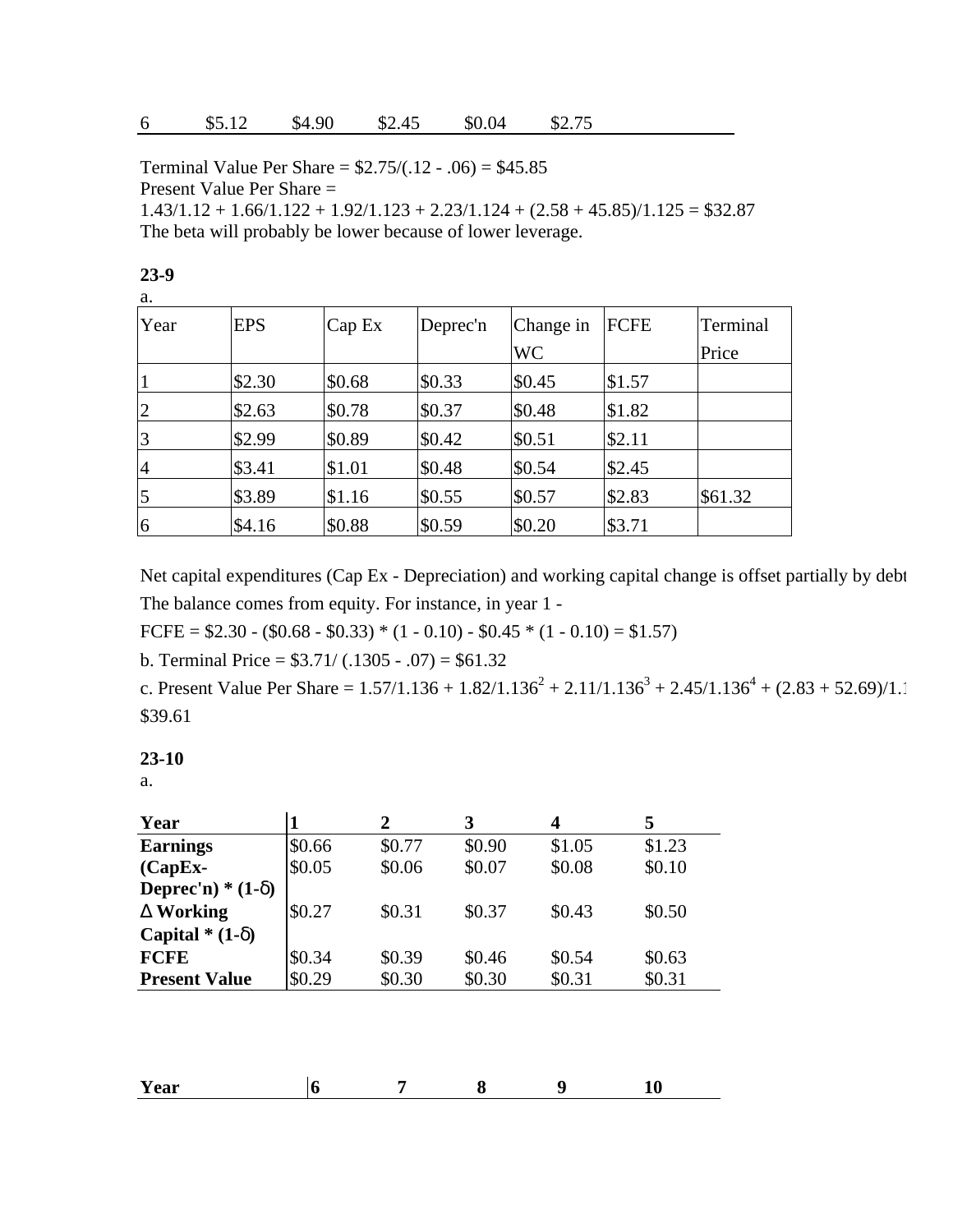| 6 | $5.12 | $4.90 | $2.45 | $0.04 | $2.75 |
|---|---|---|---|---|---|

Terminal Value Per Share = $2.75/(.12 - .06) = $45.85
Present Value Per Share =
1.43/1.12 + 1.66/1.122 + 1.92/1.123 + 2.23/1.124 + (2.58 + 45.85)/1.125 = $32.87
The beta will probably be lower because of lower leverage.

**23-9**

a.

| Year | EPS | Cap Ex | Deprec'n | Change in WC | FCFE | Terminal Price |
|---|---|---|---|---|---|---|
| 1 | $2.30 | $0.68 | $0.33 | $0.45 | $1.57 | |
| 2 | $2.63 | $0.78 | $0.37 | $0.48 | $1.82 | |
| 3 | $2.99 | $0.89 | $0.42 | $0.51 | $2.11 | |
| 4 | $3.41 | $1.01 | $0.48 | $0.54 | $2.45 | |
| 5 | $3.89 | $1.16 | $0.55 | $0.57 | $2.83 | $61.32 |
| 6 | $4.16 | $0.88 | $0.59 | $0.20 | $3.71 | |

Net capital expenditures (Cap Ex - Depreciation) and working capital change is offset partially by debt
The balance comes from equity. For instance, in year 1 -
FCFE = $2.30 - ($0.68 - $0.33) * (1 - 0.10) - $0.45 * (1 - 0.10) = $1.57)

b. Terminal Price = $3.71/ (.1305 - .07) = $61.32

c. Present Value Per Share = $1.57/1.136 + 1.82/1.136^2 + 2.11/1.136^3 + 2.45/1.136^4 + (2.83 + 52.69)/1.1$
$39.61

**23-10**

a.

| **Year** | **1** | **2** | **3** | **4** | **5** |
|---|---|---|---|---|---|
| **Earnings** | $0.66 | $0.77 | $0.90 | $1.05 | $1.23 |
| **(CapEx-Deprec'n) * (1-$\delta$)** | $0.05 | $0.06 | $0.07 | $0.08 | $0.10 |
| **$\Delta$ Working Capital * (1-$\delta$)** | $0.27 | $0.31 | $0.37 | $0.43 | $0.50 |
| **FCFE** | $0.34 | $0.39 | $0.46 | $0.54 | $0.63 |
| **Present Value** | $0.29 | $0.30 | $0.30 | $0.31 | $0.31 |

| **Year** | **6** | **7** | **8** | **9** | **10** |
|---|---|---|---|---|---|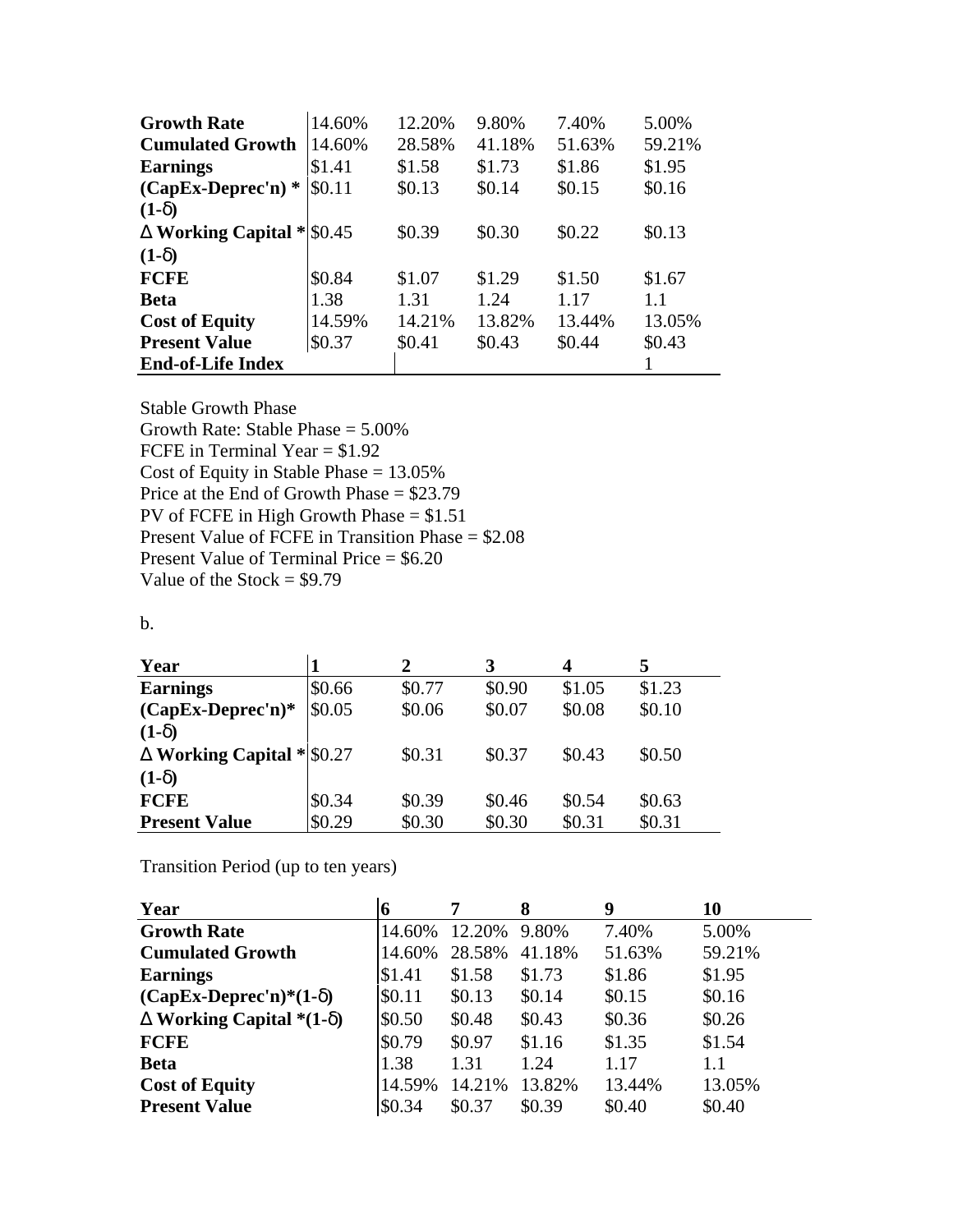| | | | | | |
|---|---|---|---|---|---|
| **Growth Rate** | 14.60% | 12.20% | 9.80% | 7.40% | 5.00% |
| **Cumulated Growth** | 14.60% | 28.58% | 41.18% | 51.63% | 59.21% |
| **Earnings** | $1.41 | $1.58 | $1.73 | $1.86 | $1.95 |
| **(CapEx-Deprec'n) * (1-δ)** | $0.11 | $0.13 | $0.14 | $0.15 | $0.16 |
| **Δ Working Capital * (1-δ)** | $0.45 | $0.39 | $0.30 | $0.22 | $0.13 |
| **FCFE** | $0.84 | $1.07 | $1.29 | $1.50 | $1.67 |
| **Beta** | 1.38 | 1.31 | 1.24 | 1.17 | 1.1 |
| **Cost of Equity** | 14.59% | 14.21% | 13.82% | 13.44% | 13.05% |
| **Present Value** | $0.37 | $0.41 | $0.43 | $0.44 | $0.43 |
| **End-of-Life Index** | | | | | 1 |

Stable Growth Phase
Growth Rate: Stable Phase = 5.00%
FCFE in Terminal Year = $1.92
Cost of Equity in Stable Phase = 13.05%
Price at the End of Growth Phase = $23.79
PV of FCFE in High Growth Phase = $1.51
Present Value of FCFE in Transition Phase = $2.08
Present Value of Terminal Price = $6.20
Value of the Stock = $9.79

b.

| **Year** | **1** | **2** | **3** | **4** | **5** |
|---|---|---|---|---|---|
| **Earnings** | $0.66 | $0.77 | $0.90 | $1.05 | $1.23 |
| **(CapEx-Deprec'n)* (1-δ)** | $0.05 | $0.06 | $0.07 | $0.08 | $0.10 |
| **Δ Working Capital * (1-δ)** | $0.27 | $0.31 | $0.37 | $0.43 | $0.50 |
| **FCFE** | $0.34 | $0.39 | $0.46 | $0.54 | $0.63 |
| **Present Value** | $0.29 | $0.30 | $0.30 | $0.31 | $0.31 |

Transition Period (up to ten years)

| **Year** | **6** | **7** | **8** | **9** | **10** |
|---|---|---|---|---|---|
| **Growth Rate** | 14.60% | 12.20% | 9.80% | 7.40% | 5.00% |
| **Cumulated Growth** | 14.60% | 28.58% | 41.18% | 51.63% | 59.21% |
| **Earnings** | $1.41 | $1.58 | $1.73 | $1.86 | $1.95 |
| **(CapEx-Deprec'n)*(1-δ)** | $0.11 | $0.13 | $0.14 | $0.15 | $0.16 |
| **Δ Working Capital *(1-δ)** | $0.50 | $0.48 | $0.43 | $0.36 | $0.26 |
| **FCFE** | $0.79 | $0.97 | $1.16 | $1.35 | $1.54 |
| **Beta** | 1.38 | 1.31 | 1.24 | 1.17 | 1.1 |
| **Cost of Equity** | 14.59% | 14.21% | 13.82% | 13.44% | 13.05% |
| **Present Value** | $0.34 | $0.37 | $0.39 | $0.40 | $0.40 |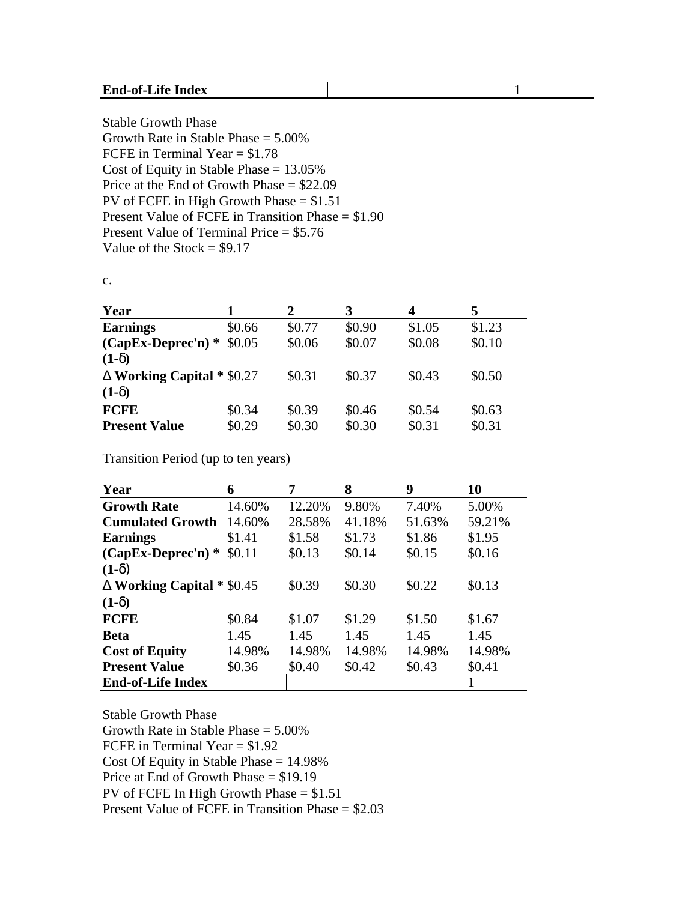| End-of-Life Index | | 1 |
|---|---|---|

Stable Growth Phase
Growth Rate in Stable Phase = 5.00%
FCFE in Terminal Year = $1.78
Cost of Equity in Stable Phase = 13.05%
Price at the End of Growth Phase = $22.09
PV of FCFE in High Growth Phase = $1.51
Present Value of FCFE in Transition Phase = $1.90
Present Value of Terminal Price = $5.76
Value of the Stock = $9.17

c.

| **Year** | **1** | **2** | **3** | **4** | **5** |
|---|---|---|---|---|---|
| **Earnings** | $0.66 | $0.77 | $0.90 | $1.05 | $1.23 |
| **(CapEx-Deprec'n) * (1-δ)** | $0.05 | $0.06 | $0.07 | $0.08 | $0.10 |
| **Δ Working Capital * (1-δ)** | $0.27 | $0.31 | $0.37 | $0.43 | $0.50 |
| **FCFE** | $0.34 | $0.39 | $0.46 | $0.54 | $0.63 |
| **Present Value** | $0.29 | $0.30 | $0.30 | $0.31 | $0.31 |

Transition Period (up to ten years)

| **Year** | **6** | **7** | **8** | **9** | **10** |
|---|---|---|---|---|---|
| **Growth Rate** | 14.60% | 12.20% | 9.80% | 7.40% | 5.00% |
| **Cumulated Growth** | 14.60% | 28.58% | 41.18% | 51.63% | 59.21% |
| **Earnings** | $1.41 | $1.58 | $1.73 | $1.86 | $1.95 |
| **(CapEx-Deprec'n) * (1-δ)** | $0.11 | $0.13 | $0.14 | $0.15 | $0.16 |
| **Δ Working Capital * (1-δ)** | $0.45 | $0.39 | $0.30 | $0.22 | $0.13 |
| **FCFE** | $0.84 | $1.07 | $1.29 | $1.50 | $1.67 |
| **Beta** | 1.45 | 1.45 | 1.45 | 1.45 | 1.45 |
| **Cost of Equity** | 14.98% | 14.98% | 14.98% | 14.98% | 14.98% |
| **Present Value** | $0.36 | $0.40 | $0.42 | $0.43 | $0.41 |
| **End-of-Life Index** | | | | | 1 |

Stable Growth Phase
Growth Rate in Stable Phase = 5.00%
FCFE in Terminal Year = $1.92
Cost Of Equity in Stable Phase = 14.98%
Price at End of Growth Phase = $19.19
PV of FCFE In High Growth Phase = $1.51
Present Value of FCFE in Transition Phase = $2.03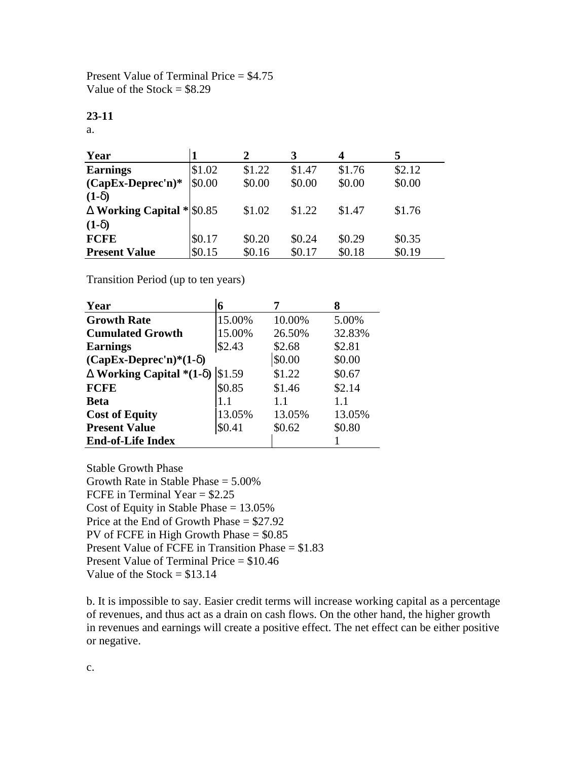Present Value of Terminal Price = $4.75
Value of the Stock = $8.29

**23-11**

a.

| Year | 1 | 2 | 3 | 4 | 5 |
|---|---|---|---|---|---|
| **Earnings** | $1.02 | $1.22 | $1.47 | $1.76 | $2.12 |
| **(CapEx-Deprec'n)* (1-δ)** | $0.00 | $0.00 | $0.00 | $0.00 | $0.00 |
| **Δ Working Capital * (1-δ)** | $0.85 | $1.02 | $1.22 | $1.47 | $1.76 |
| **FCFE** | $0.17 | $0.20 | $0.24 | $0.29 | $0.35 |
| **Present Value** | $0.15 | $0.16 | $0.17 | $0.18 | $0.19 |

Transition Period (up to ten years)

| Year | 6 | 7 | 8 |
|---|---|---|---|
| **Growth Rate** | 15.00% | 10.00% | 5.00% |
| **Cumulated Growth** | 15.00% | 26.50% | 32.83% |
| **Earnings** | $2.43 | $2.68 | $2.81 |
| **(CapEx-Deprec'n)*(1-δ)** | | $0.00 | $0.00 |
| **Δ Working Capital *(1-δ)** | $1.59 | $1.22 | $0.67 |
| **FCFE** | $0.85 | $1.46 | $2.14 |
| **Beta** | 1.1 | 1.1 | 1.1 |
| **Cost of Equity** | 13.05% | 13.05% | 13.05% |
| **Present Value** | $0.41 | $0.62 | $0.80 |
| **End-of-Life Index** | | | 1 |

Stable Growth Phase
Growth Rate in Stable Phase = 5.00%
FCFE in Terminal Year = $2.25
Cost of Equity in Stable Phase = 13.05%
Price at the End of Growth Phase = $27.92
PV of FCFE in High Growth Phase = $0.85
Present Value of FCFE in Transition Phase = $1.83
Present Value of Terminal Price = $10.46
Value of the Stock = $13.14

b. It is impossible to say. Easier credit terms will increase working capital as a percentage of revenues, and thus act as a drain on cash flows. On the other hand, the higher growth in revenues and earnings will create a positive effect. The net effect can be either positive or negative.

c.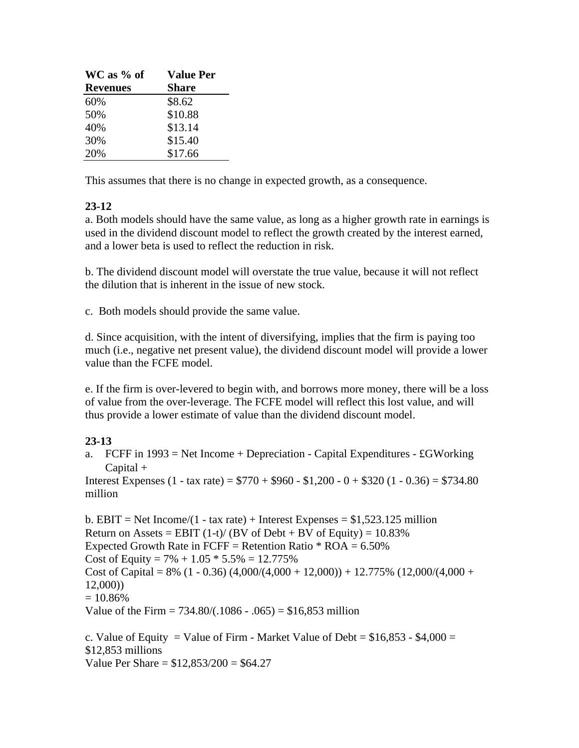| WC as % of Revenues | Value Per Share |
|---|---|
| 60% | \$8.62 |
| 50% | \$10.88 |
| 40% | \$13.14 |
| 30% | \$15.40 |
| 20% | \$17.66 |

This assumes that there is no change in expected growth, as a consequence.

**23-12**

a. Both models should have the same value, as long as a higher growth rate in earnings is used in the dividend discount model to reflect the growth created by the interest earned, and a lower beta is used to reflect the reduction in risk.

b. The dividend discount model will overstate the true value, because it will not reflect the dilution that is inherent in the issue of new stock.

c. Both models should provide the same value.

d. Since acquisition, with the intent of diversifying, implies that the firm is paying too much (i.e., negative net present value), the dividend discount model will provide a lower value than the FCFE model.

e. If the firm is over-levered to begin with, and borrows more money, there will be a loss of value from the over-leverage. The FCFE model will reflect this lost value, and will thus provide a lower estimate of value than the dividend discount model.

**23-13**

a. FCFF in 1993 = Net Income + Depreciation - Capital Expenditures - £GWorking Capital +
Interest Expenses (1 - tax rate) = \$770 + \$960 - \$1,200 - 0 + \$320 (1 - 0.36) = \$734.80 million

b. EBIT = Net Income/(1 - tax rate) + Interest Expenses = \$1,523.125 million
Return on Assets = EBIT (1-t)/ (BV of Debt + BV of Equity) = 10.83%
Expected Growth Rate in FCFF = Retention Ratio * ROA = 6.50%
Cost of Equity = 7% + 1.05 * 5.5% = 12.775%
Cost of Capital = 8% (1 - 0.36) (4,000/(4,000 + 12,000)) + 12.775% (12,000/(4,000 + 12,000))
= 10.86%
Value of the Firm = 734.80/(.1086 - .065) = \$16,853 million

c. Value of Equity = Value of Firm - Market Value of Debt = \$16,853 - \$4,000 = \$12,853 millions
Value Per Share = \$12,853/200 = \$64.27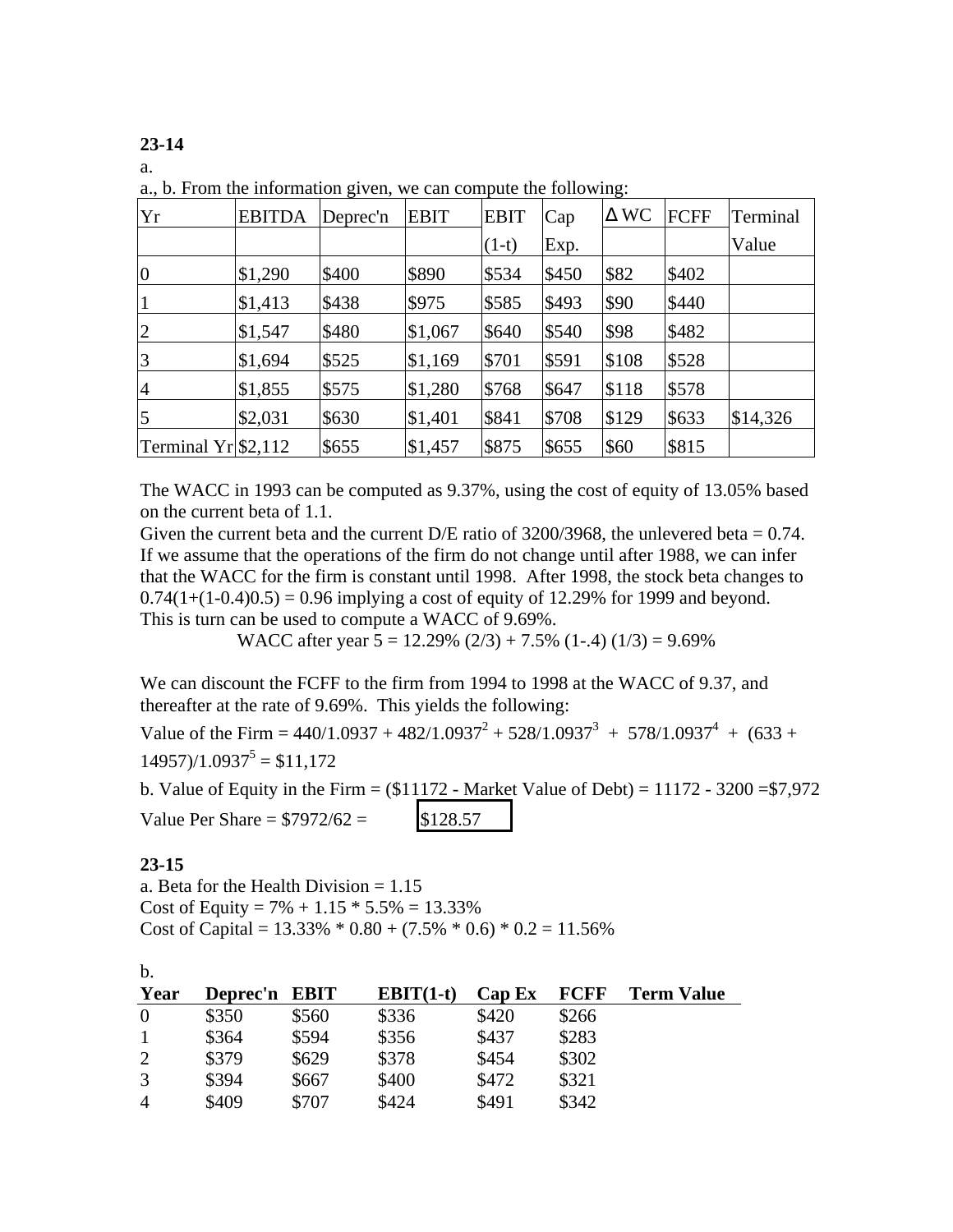**23-14**

a.

a., b. From the information given, we can compute the following:

| Yr | EBITDA | Deprec'n | EBIT | EBIT (1-t) | Cap Exp. | Δ WC | FCFF | Terminal Value |
|---|---|---|---|---|---|---|---|---|
| 0 | \$1,290 | \$400 | \$890 | \$534 | \$450 | \$82 | \$402 | |
| 1 | \$1,413 | \$438 | \$975 | \$585 | \$493 | \$90 | \$440 | |
| 2 | \$1,547 | \$480 | \$1,067 | \$640 | \$540 | \$98 | \$482 | |
| 3 | \$1,694 | \$525 | \$1,169 | \$701 | \$591 | \$108 | \$528 | |
| 4 | \$1,855 | \$575 | \$1,280 | \$768 | \$647 | \$118 | \$578 | |
| 5 | \$2,031 | \$630 | \$1,401 | \$841 | \$708 | \$129 | \$633 | \$14,326 |
| Terminal Yr | \$2,112 | \$655 | \$1,457 | \$875 | \$655 | \$60 | \$815 | |

The WACC in 1993 can be computed as 9.37%, using the cost of equity of 13.05% based on the current beta of 1.1.

Given the current beta and the current D/E ratio of 3200/3968, the unlevered beta = 0.74. If we assume that the operations of the firm do not change until after 1988, we can infer that the WACC for the firm is constant until 1998. After 1998, the stock beta changes to 0.74(1+(1-0.4)0.5) = 0.96 implying a cost of equity of 12.29% for 1999 and beyond. This is turn can be used to compute a WACC of 9.69%.

WACC after year 5 = 12.29% (2/3) + 7.5% (1-.4) (1/3) = 9.69%

We can discount the FCFF to the firm from 1994 to 1998 at the WACC of 9.37, and thereafter at the rate of 9.69%. This yields the following:

Value of the Firm = $440/1.0937 + 482/1.0937^2 + 528/1.0937^3 + 578/1.0937^4 + (633 + 14957)/1.0937^5$ = \$11,172

b. Value of Equity in the Firm = (\$11172 - Market Value of Debt) = 11172 - 3200 =\$7,972

Value Per Share = \$7972/62 = **\$128.57**

**23-15**

a. Beta for the Health Division = 1.15

Cost of Equity = 7% + 1.15 * 5.5% = 13.33%

Cost of Capital = 13.33% * 0.80 + (7.5% * 0.6) * 0.2 = 11.56%

b.

| Year | Deprec'n | EBIT | EBIT(1-t) | Cap Ex | FCFF | Term Value |
|---|---|---|---|---|---|---|
| 0 | \$350 | \$560 | \$336 | \$420 | \$266 | |
| 1 | \$364 | \$594 | \$356 | \$437 | \$283 | |
| 2 | \$379 | \$629 | \$378 | \$454 | \$302 | |
| 3 | \$394 | \$667 | \$400 | \$472 | \$321 | |
| 4 | \$409 | \$707 | \$424 | \$491 | \$342 | |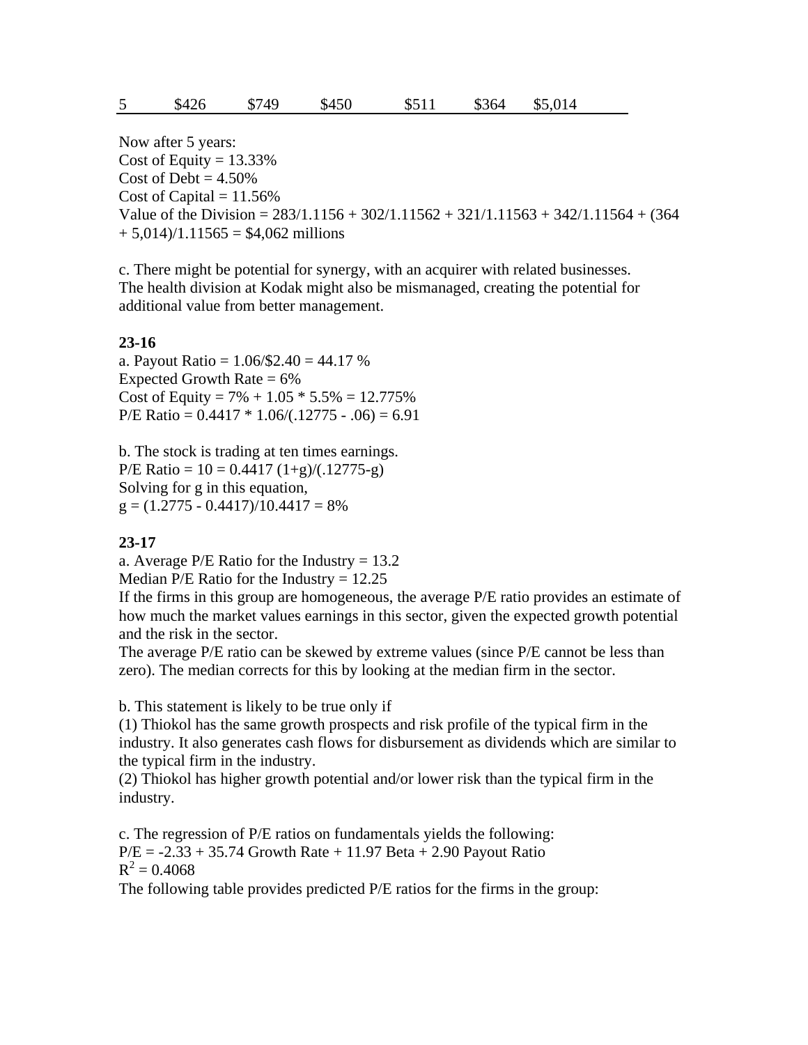| 5 | \$426 | \$749 | \$450 | \$511 | \$364 | \$5,014 |
|---|---|---|---|---|---|---|

Now after 5 years:
Cost of Equity = 13.33%
Cost of Debt = 4.50%
Cost of Capital = 11.56%
Value of the Division = $283/1.1156 + 302/1.1156^2 + 321/1.1156^3 + 342/1.1156^4 + (364 + 5{,}014)/1.1156^5$ = \$4,062 millions

c. There might be potential for synergy, with an acquirer with related businesses. The health division at Kodak might also be mismanaged, creating the potential for additional value from better management.

**23-16**

a. Payout Ratio = 1.06/\$2.40 = 44.17 %
Expected Growth Rate = 6%
Cost of Equity = 7% + 1.05 * 5.5% = 12.775%
P/E Ratio = 0.4417 * 1.06/(.12775 - .06) = 6.91

b. The stock is trading at ten times earnings.
P/E Ratio = 10 = 0.4417 (1+g)/(.12775-g)
Solving for g in this equation,
g = (1.2775 - 0.4417)/10.4417 = 8%

**23-17**

a. Average P/E Ratio for the Industry = 13.2
Median P/E Ratio for the Industry = 12.25
If the firms in this group are homogeneous, the average P/E ratio provides an estimate of how much the market values earnings in this sector, given the expected growth potential and the risk in the sector.
The average P/E ratio can be skewed by extreme values (since P/E cannot be less than zero). The median corrects for this by looking at the median firm in the sector.

b. This statement is likely to be true only if
(1) Thiokol has the same growth prospects and risk profile of the typical firm in the industry. It also generates cash flows for disbursement as dividends which are similar to the typical firm in the industry.
(2) Thiokol has higher growth potential and/or lower risk than the typical firm in the industry.

c. The regression of P/E ratios on fundamentals yields the following:
P/E = -2.33 + 35.74 Growth Rate + 11.97 Beta + 2.90 Payout Ratio
$R^2 = 0.4068$
The following table provides predicted P/E ratios for the firms in the group: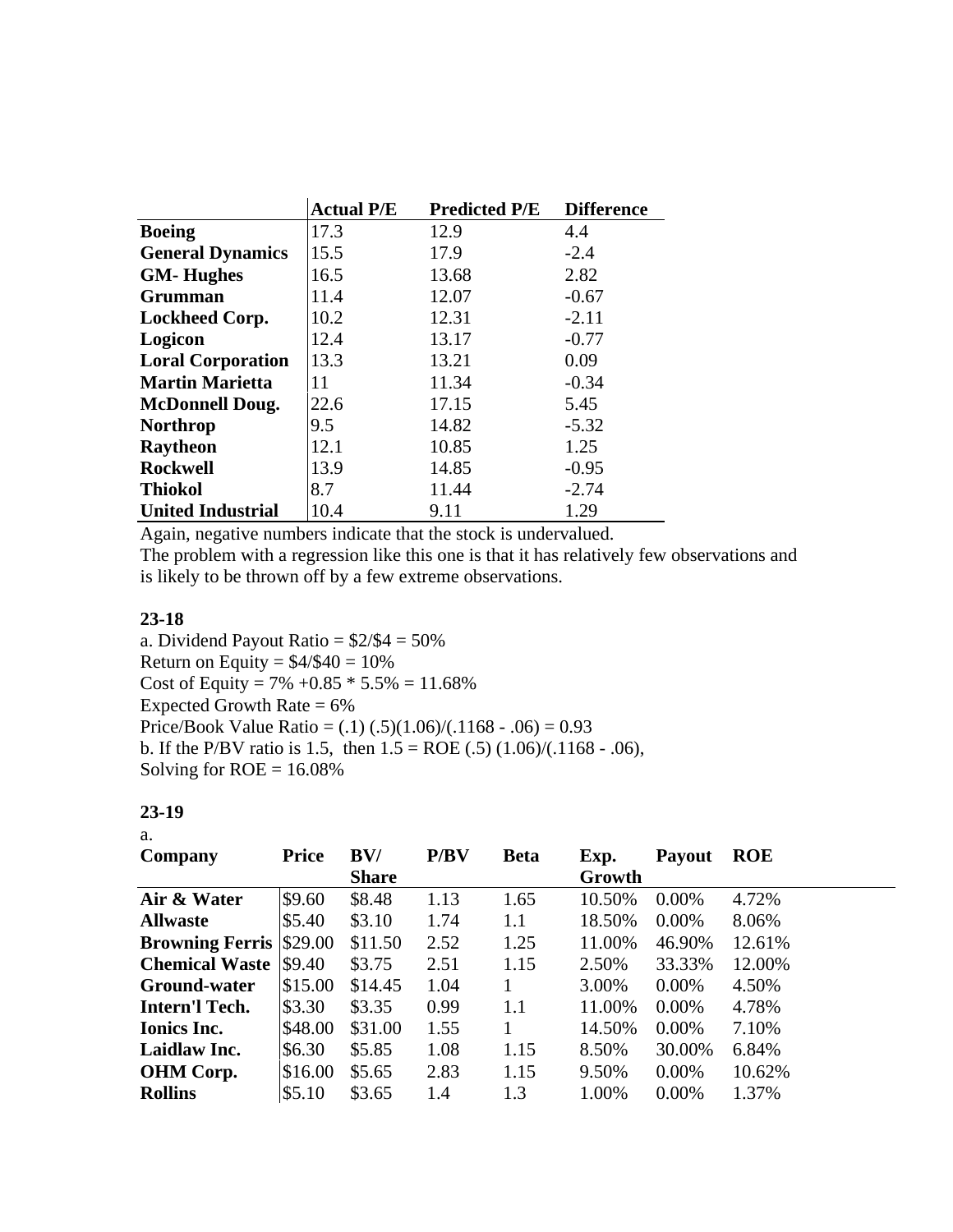| | Actual P/E | Predicted P/E | Difference |
|---|---|---|---|
| **Boeing** | 17.3 | 12.9 | 4.4 |
| **General Dynamics** | 15.5 | 17.9 | -2.4 |
| **GM- Hughes** | 16.5 | 13.68 | 2.82 |
| **Grumman** | 11.4 | 12.07 | -0.67 |
| **Lockheed Corp.** | 10.2 | 12.31 | -2.11 |
| **Logicon** | 12.4 | 13.17 | -0.77 |
| **Loral Corporation** | 13.3 | 13.21 | 0.09 |
| **Martin Marietta** | 11 | 11.34 | -0.34 |
| **McDonnell Doug.** | 22.6 | 17.15 | 5.45 |
| **Northrop** | 9.5 | 14.82 | -5.32 |
| **Raytheon** | 12.1 | 10.85 | 1.25 |
| **Rockwell** | 13.9 | 14.85 | -0.95 |
| **Thiokol** | 8.7 | 11.44 | -2.74 |
| **United Industrial** | 10.4 | 9.11 | 1.29 |

Again, negative numbers indicate that the stock is undervalued.
The problem with a regression like this one is that it has relatively few observations and is likely to be thrown off by a few extreme observations.

**23-18**

a. Dividend Payout Ratio = $2/$4 = 50%
Return on Equity = $4/$40 = 10%
Cost of Equity = 7% +0.85 * 5.5% = 11.68%
Expected Growth Rate = 6%
Price/Book Value Ratio = (.1) (.5)(1.06)/(.1168 - .06) = 0.93
b. If the P/BV ratio is 1.5, then 1.5 = ROE (.5) (1.06)/(.1168 - .06),
Solving for ROE = 16.08%

**23-19**

a.

| Company | Price | BV/ Share | P/BV | Beta | Exp. Growth | Payout | ROE |
|---|---|---|---|---|---|---|---|
| **Air & Water** | $9.60 | $8.48 | 1.13 | 1.65 | 10.50% | 0.00% | 4.72% |
| **Allwaste** | $5.40 | $3.10 | 1.74 | 1.1 | 18.50% | 0.00% | 8.06% |
| **Browning Ferris** | $29.00 | $11.50 | 2.52 | 1.25 | 11.00% | 46.90% | 12.61% |
| **Chemical Waste** | $9.40 | $3.75 | 2.51 | 1.15 | 2.50% | 33.33% | 12.00% |
| **Ground-water** | $15.00 | $14.45 | 1.04 | 1 | 3.00% | 0.00% | 4.50% |
| **Intern'l Tech.** | $3.30 | $3.35 | 0.99 | 1.1 | 11.00% | 0.00% | 4.78% |
| **Ionics Inc.** | $48.00 | $31.00 | 1.55 | 1 | 14.50% | 0.00% | 7.10% |
| **Laidlaw Inc.** | $6.30 | $5.85 | 1.08 | 1.15 | 8.50% | 30.00% | 6.84% |
| **OHM Corp.** | $16.00 | $5.65 | 2.83 | 1.15 | 9.50% | 0.00% | 10.62% |
| **Rollins** | $5.10 | $3.65 | 1.4 | 1.3 | 1.00% | 0.00% | 1.37% |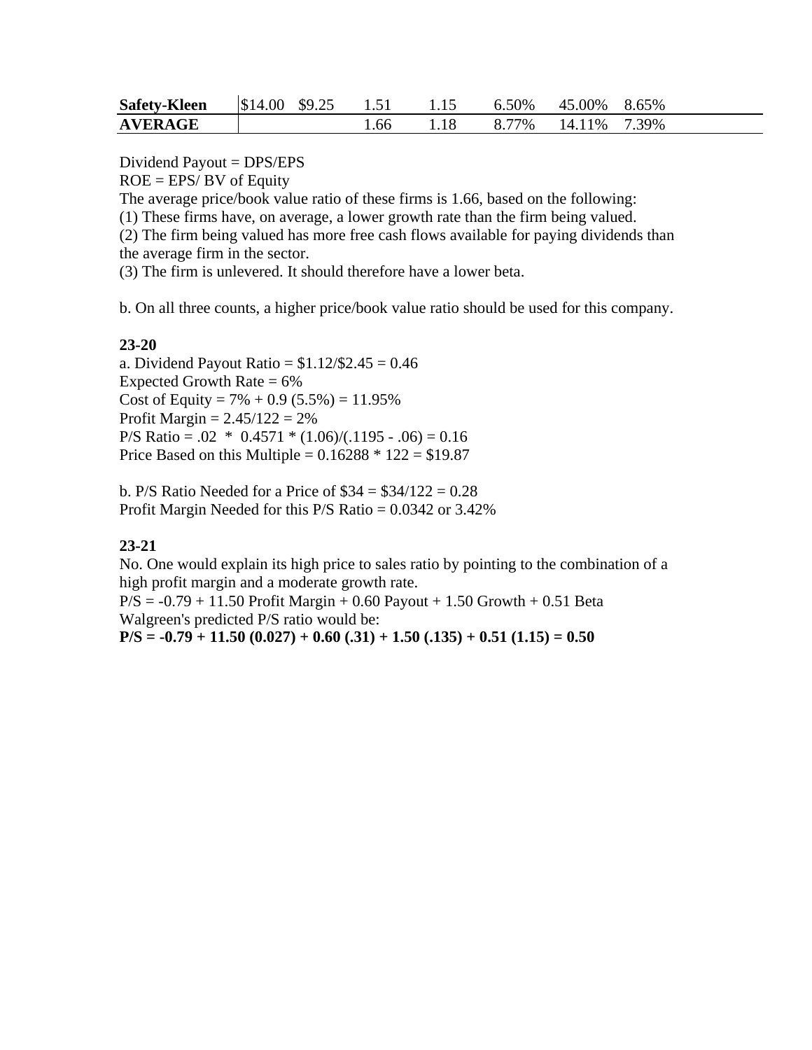| | | | | | | | |
|---|---|---|---|---|---|---|---|
| **Safety-Kleen** | $14.00 | $9.25 | 1.51 | 1.15 | 6.50% | 45.00% | 8.65% |
| **AVERAGE** | | | 1.66 | 1.18 | 8.77% | 14.11% | 7.39% |

Dividend Payout = DPS/EPS
ROE = EPS/ BV of Equity
The average price/book value ratio of these firms is 1.66, based on the following:
(1) These firms have, on average, a lower growth rate than the firm being valued.
(2) The firm being valued has more free cash flows available for paying dividends than the average firm in the sector.
(3) The firm is unlevered. It should therefore have a lower beta.

b. On all three counts, a higher price/book value ratio should be used for this company.

**23-20**
a. Dividend Payout Ratio = $1.12/$2.45 = 0.46
Expected Growth Rate = 6%
Cost of Equity = 7% + 0.9 (5.5%) = 11.95%
Profit Margin = 2.45/122 = 2%
P/S Ratio = .02 * 0.4571 * (1.06)/(.1195 - .06) = 0.16
Price Based on this Multiple = 0.16288 * 122 = $19.87

b. P/S Ratio Needed for a Price of $34 = $34/122 = 0.28
Profit Margin Needed for this P/S Ratio = 0.0342 or 3.42%

**23-21**
No. One would explain its high price to sales ratio by pointing to the combination of a high profit margin and a moderate growth rate.
P/S = -0.79 + 11.50 Profit Margin + 0.60 Payout + 1.50 Growth + 0.51 Beta
Walgreen's predicted P/S ratio would be:
**P/S = -0.79 + 11.50 (0.027) + 0.60 (.31) + 1.50 (.135) + 0.51 (1.15) = 0.50**